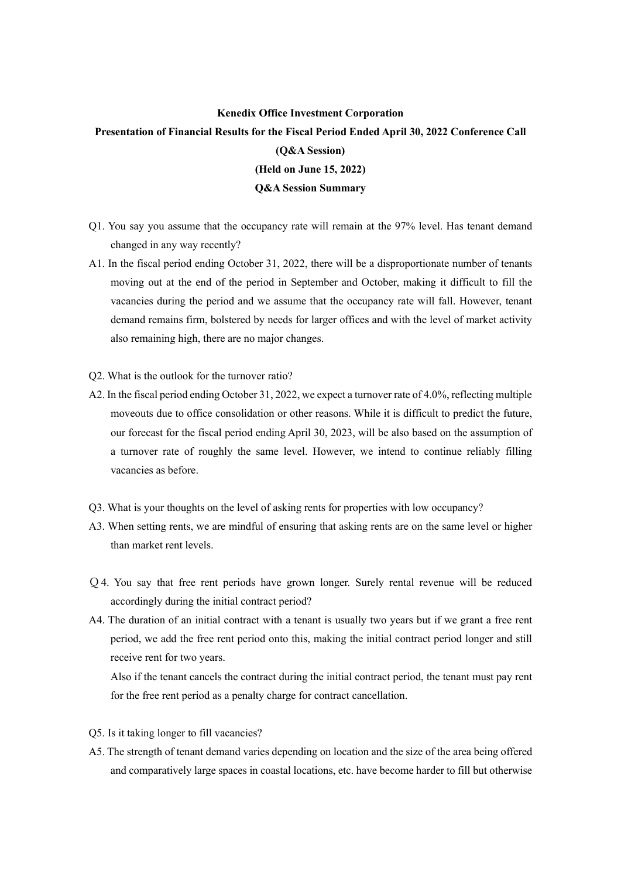**Kenedix Office Investment Corporation**

**Presentation of Financial Results for the Fiscal Period Ended April 30, 2022 Conference Call**

**(Q&A Session)**

**(Held on June 15, 2022)**

**Q&A Session Summary**

Q1. You say you assume that the occupancy rate will remain at the 97% level. Has tenant demand changed in any way recently?

A1. In the fiscal period ending October 31, 2022, there will be a disproportionate number of tenants moving out at the end of the period in September and October, making it difficult to fill the vacancies during the period and we assume that the occupancy rate will fall. However, tenant demand remains firm, bolstered by needs for larger offices and with the level of market activity also remaining high, there are no major changes.

Q2. What is the outlook for the turnover ratio?

A2. In the fiscal period ending October 31, 2022, we expect a turnover rate of 4.0%, reflecting multiple moveouts due to office consolidation or other reasons. While it is difficult to predict the future, our forecast for the fiscal period ending April 30, 2023, will be also based on the assumption of a turnover rate of roughly the same level. However, we intend to continue reliably filling vacancies as before.

Q3. What is your thoughts on the level of asking rents for properties with low occupancy?

A3. When setting rents, we are mindful of ensuring that asking rents are on the same level or higher than market rent levels.

Ｑ4. You say that free rent periods have grown longer. Surely rental revenue will be reduced accordingly during the initial contract period?

A4. The duration of an initial contract with a tenant is usually two years but if we grant a free rent period, we add the free rent period onto this, making the initial contract period longer and still receive rent for two years.

Also if the tenant cancels the contract during the initial contract period, the tenant must pay rent for the free rent period as a penalty charge for contract cancellation.

Q5. Is it taking longer to fill vacancies?

A5. The strength of tenant demand varies depending on location and the size of the area being offered and comparatively large spaces in coastal locations, etc. have become harder to fill but otherwise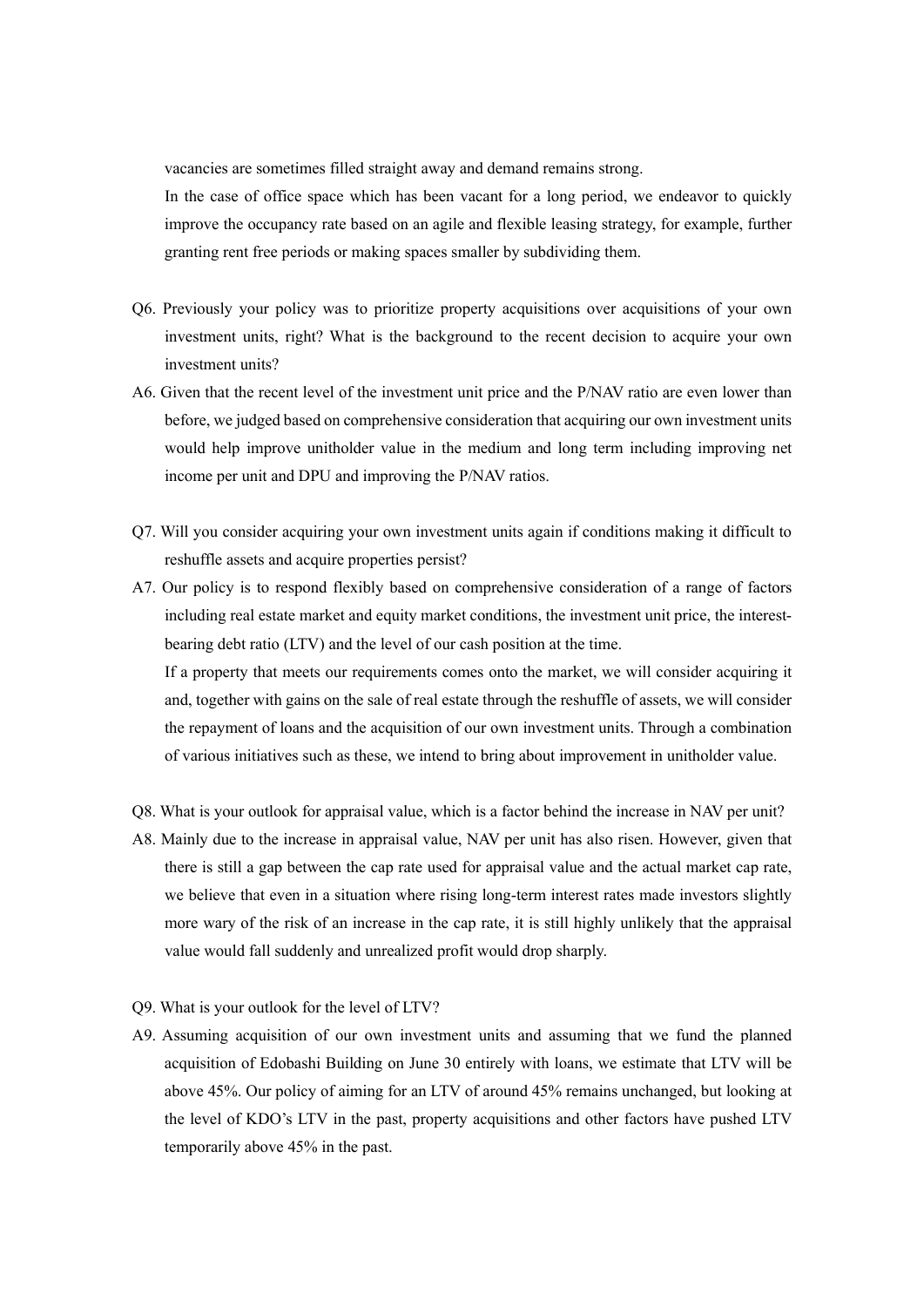vacancies are sometimes filled straight away and demand remains strong.

In the case of office space which has been vacant for a long period, we endeavor to quickly improve the occupancy rate based on an agile and flexible leasing strategy, for example, further granting rent free periods or making spaces smaller by subdividing them.

Q6. Previously your policy was to prioritize property acquisitions over acquisitions of your own investment units, right? What is the background to the recent decision to acquire your own investment units?

A6. Given that the recent level of the investment unit price and the P/NAV ratio are even lower than before, we judged based on comprehensive consideration that acquiring our own investment units would help improve unitholder value in the medium and long term including improving net income per unit and DPU and improving the P/NAV ratios.

Q7. Will you consider acquiring your own investment units again if conditions making it difficult to reshuffle assets and acquire properties persist?

A7. Our policy is to respond flexibly based on comprehensive consideration of a range of factors including real estate market and equity market conditions, the investment unit price, the interest-bearing debt ratio (LTV) and the level of our cash position at the time.

If a property that meets our requirements comes onto the market, we will consider acquiring it and, together with gains on the sale of real estate through the reshuffle of assets, we will consider the repayment of loans and the acquisition of our own investment units. Through a combination of various initiatives such as these, we intend to bring about improvement in unitholder value.

Q8. What is your outlook for appraisal value, which is a factor behind the increase in NAV per unit?

A8. Mainly due to the increase in appraisal value, NAV per unit has also risen. However, given that there is still a gap between the cap rate used for appraisal value and the actual market cap rate, we believe that even in a situation where rising long-term interest rates made investors slightly more wary of the risk of an increase in the cap rate, it is still highly unlikely that the appraisal value would fall suddenly and unrealized profit would drop sharply.

Q9. What is your outlook for the level of LTV?

A9. Assuming acquisition of our own investment units and assuming that we fund the planned acquisition of Edobashi Building on June 30 entirely with loans, we estimate that LTV will be above 45%. Our policy of aiming for an LTV of around 45% remains unchanged, but looking at the level of KDO's LTV in the past, property acquisitions and other factors have pushed LTV temporarily above 45% in the past.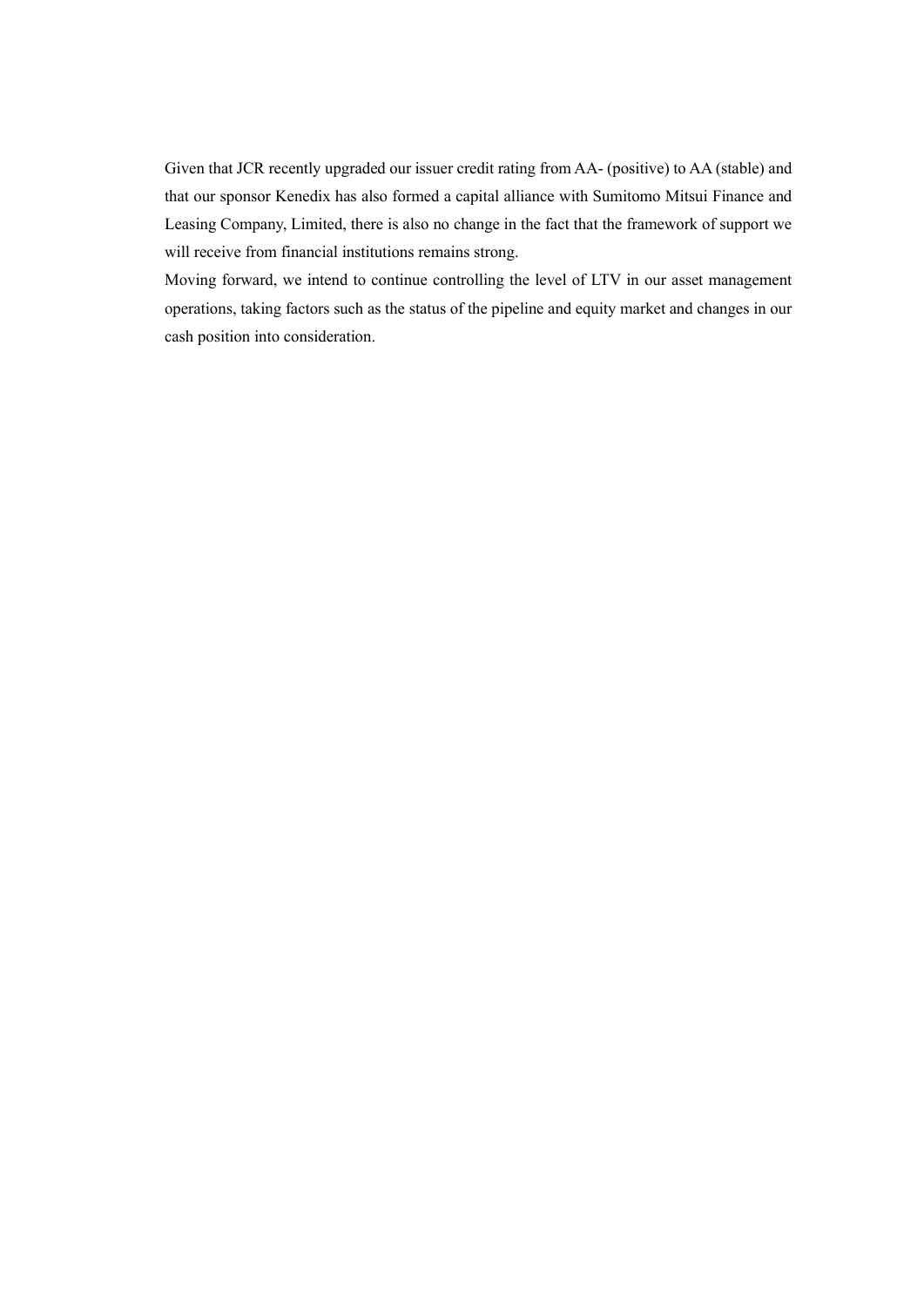Given that JCR recently upgraded our issuer credit rating from AA- (positive) to AA (stable) and that our sponsor Kenedix has also formed a capital alliance with Sumitomo Mitsui Finance and Leasing Company, Limited, there is also no change in the fact that the framework of support we will receive from financial institutions remains strong.

Moving forward, we intend to continue controlling the level of LTV in our asset management operations, taking factors such as the status of the pipeline and equity market and changes in our cash position into consideration.